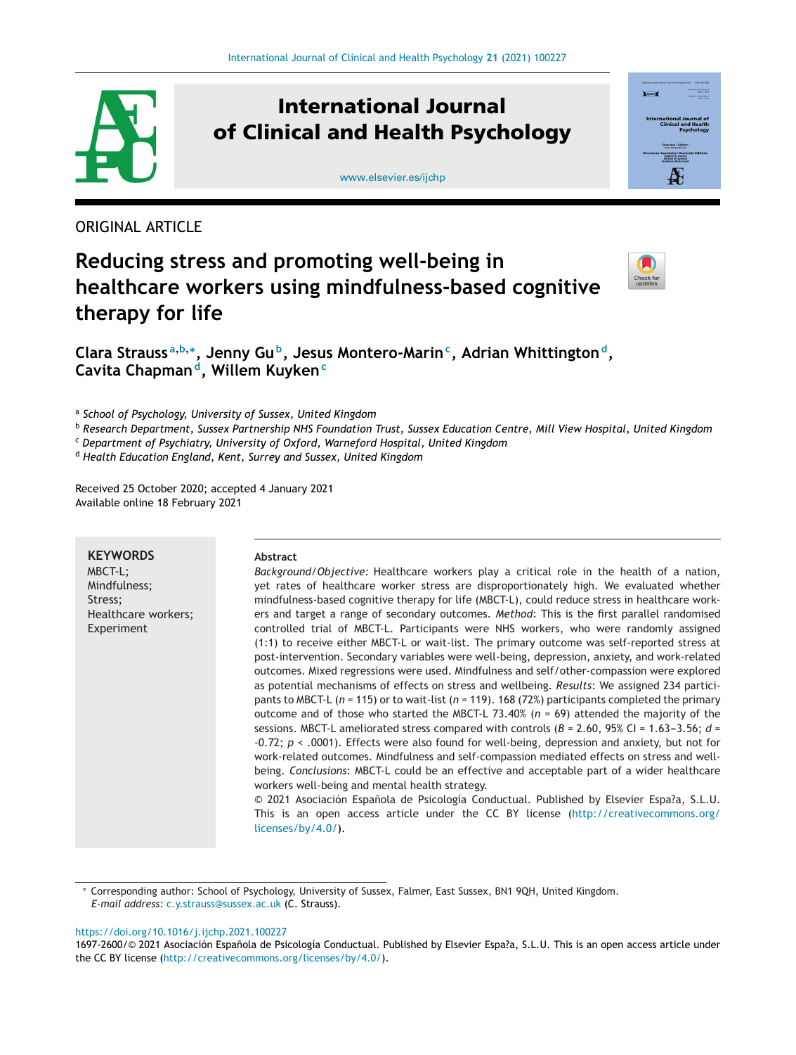ORIGINAL ARTICLE

# Reducing stress and promoting well-being in healthcare workers using mindfulness-based cognitive therapy for life

**Clara Strauss**[a,b,*], **Jenny Gu**[b], **Jesus Montero-Marin**[c], **Adrian Whittington**[d], **Cavita Chapman**[d], **Willem Kuyken**[c]

[a] *School of Psychology, University of Sussex, United Kingdom*
[b] *Research Department, Sussex Partnership NHS Foundation Trust, Sussex Education Centre, Mill View Hospital, United Kingdom*
[c] *Department of Psychiatry, University of Oxford, Warneford Hospital, United Kingdom*
[d] *Health Education England, Kent, Surrey and Sussex, United Kingdom*

Received 25 October 2020; accepted 4 January 2021
Available online 18 February 2021

**KEYWORDS**
MBCT-L;
Mindfulness;
Stress;
Healthcare workers;
Experiment

## Abstract

*Background/Objective:* Healthcare workers play a critical role in the health of a nation, yet rates of healthcare worker stress are disproportionately high. We evaluated whether mindfulness-based cognitive therapy for life (MBCT-L), could reduce stress in healthcare workers and target a range of secondary outcomes. *Method:* This is the first parallel randomised controlled trial of MBCT-L. Participants were NHS workers, who were randomly assigned (1:1) to receive either MBCT-L or wait-list. The primary outcome was self-reported stress at post-intervention. Secondary variables were well-being, depression, anxiety, and work-related outcomes. Mixed regressions were used. Mindfulness and self/other-compassion were explored as potential mechanisms of effects on stress and wellbeing. *Results*: We assigned 234 participants to MBCT-L ($n$ = 115) or to wait-list ($n$ = 119). 168 (72%) participants completed the primary outcome and of those who started the MBCT-L 73.40% ($n$ = 69) attended the majority of the sessions. MBCT-L ameliorated stress compared with controls ($B$ = 2.60, 95% CI = 1.63–3.56; $d$ = -0.72; $p$ < .0001). Effects were also found for well-being, depression and anxiety, but not for work-related outcomes. Mindfulness and self-compassion mediated effects on stress and well-being. *Conclusions*: MBCT-L could be an effective and acceptable part of a wider healthcare workers well-being and mental health strategy.

© 2021 Asociación Española de Psicología Conductual. Published by Elsevier Espa?a, S.L.U. This is an open access article under the CC BY license (http://creativecommons.org/licenses/by/4.0/).

* Corresponding author: School of Psychology, University of Sussex, Falmer, East Sussex, BN1 9QH, United Kingdom.
*E-mail address:* c.y.strauss@sussex.ac.uk (C. Strauss).

https://doi.org/10.1016/j.ijchp.2021.100227
1697-2600/© 2021 Asociación Española de Psicología Conductual. Published by Elsevier Espa?a, S.L.U. This is an open access article under the CC BY license (http://creativecommons.org/licenses/by/4.0/).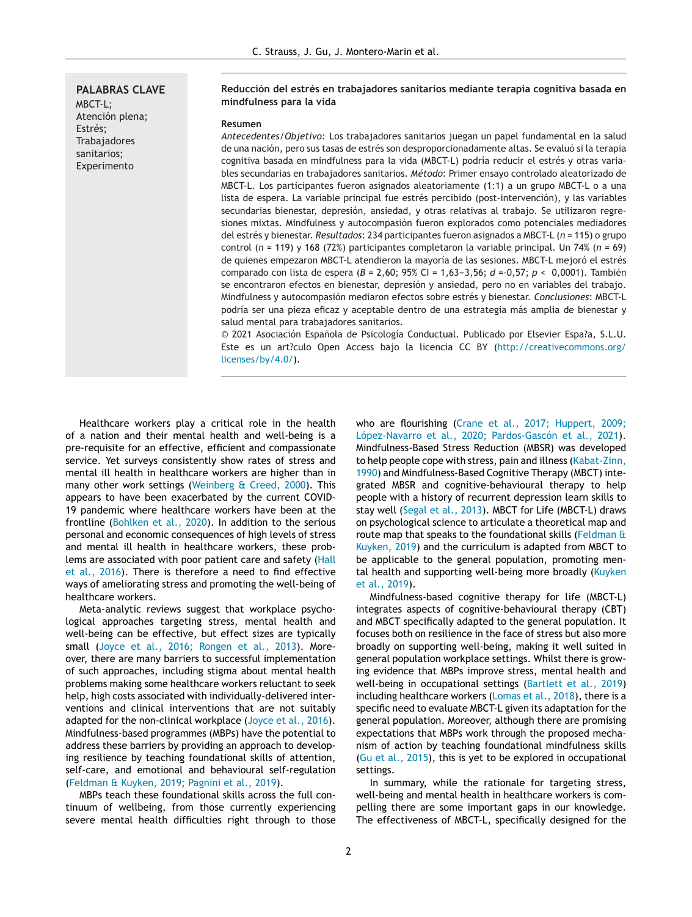**PALABRAS CLAVE**
MBCT-L;
Atención plena;
Estrés;
Trabajadores sanitarios;
Experimento

**Reducción del estrés en trabajadores sanitarios mediante terapia cognitiva basada en mindfulness para la vida**

**Resumen**

*Antecedentes/Objetivo:* Los trabajadores sanitarios juegan un papel fundamental en la salud de una nación, pero sus tasas de estrés son desproporcionadamente altas. Se evaluó si la terapia cognitiva basada en mindfulness para la vida (MBCT-L) podría reducir el estrés y otras variables secundarias en trabajadores sanitarios. *Método*: Primer ensayo controlado aleatorizado de MBCT-L. Los participantes fueron asignados aleatoriamente (1:1) a un grupo MBCT-L o a una lista de espera. La variable principal fue estrés percibido (post-intervención), y las variables secundarias bienestar, depresión, ansiedad, y otras relativas al trabajo. Se utilizaron regresiones mixtas. Mindfulness y autocompasión fueron explorados como potenciales mediadores del estrés y bienestar. *Resultados*: 234 participantes fueron asignados a MBCT-L ($n$ = 115) o grupo control ($n$ = 119) y 168 (72%) participantes completaron la variable principal. Un 74% ($n$ = 69) de quienes empezaron MBCT-L atendieron la mayoría de las sesiones. MBCT-L mejoró el estrés comparado con lista de espera ($B$ = 2,60; 95% CI = 1,63−3,56; $d$ =-0,57; $p <$ 0,0001). También se encontraron efectos en bienestar, depresión y ansiedad, pero no en variables del trabajo. Mindfulness y autocompasión mediaron efectos sobre estrés y bienestar. *Conclusiones*: MBCT-L podría ser una pieza eficaz y aceptable dentro de una estrategia más amplia de bienestar y salud mental para trabajadores sanitarios.

© 2021 Asociación Española de Psicología Conductual. Publicado por Elsevier Espa?a, S.L.U. Este es un art?culo Open Access bajo la licencia CC BY (http://creativecommons.org/licenses/by/4.0/).

Healthcare workers play a critical role in the health of a nation and their mental health and well-being is a pre-requisite for an effective, efficient and compassionate service. Yet surveys consistently show rates of stress and mental ill health in healthcare workers are higher than in many other work settings (Weinberg & Creed, 2000). This appears to have been exacerbated by the current COVID-19 pandemic where healthcare workers have been at the frontline (Bohlken et al., 2020). In addition to the serious personal and economic consequences of high levels of stress and mental ill health in healthcare workers, these problems are associated with poor patient care and safety (Hall et al., 2016). There is therefore a need to find effective ways of ameliorating stress and promoting the well-being of healthcare workers.

Meta-analytic reviews suggest that workplace psychological approaches targeting stress, mental health and well-being can be effective, but effect sizes are typically small (Joyce et al., 2016; Rongen et al., 2013). Moreover, there are many barriers to successful implementation of such approaches, including stigma about mental health problems making some healthcare workers reluctant to seek help, high costs associated with individually-delivered interventions and clinical interventions that are not suitably adapted for the non-clinical workplace (Joyce et al., 2016). Mindfulness-based programmes (MBPs) have the potential to address these barriers by providing an approach to developing resilience by teaching foundational skills of attention, self-care, and emotional and behavioural self-regulation (Feldman & Kuyken, 2019; Pagnini et al., 2019).

MBPs teach these foundational skills across the full continuum of wellbeing, from those currently experiencing severe mental health difficulties right through to those who are flourishing (Crane et al., 2017; Huppert, 2009; López-Navarro et al., 2020; Pardos-Gascón et al., 2021). Mindfulness-Based Stress Reduction (MBSR) was developed to help people cope with stress, pain and illness (Kabat-Zinn, 1990) and Mindfulness-Based Cognitive Therapy (MBCT) integrated MBSR and cognitive-behavioural therapy to help people with a history of recurrent depression learn skills to stay well (Segal et al., 2013). MBCT for Life (MBCT-L) draws on psychological science to articulate a theoretical map and route map that speaks to the foundational skills (Feldman & Kuyken, 2019) and the curriculum is adapted from MBCT to be applicable to the general population, promoting mental health and supporting well-being more broadly (Kuyken et al., 2019).

Mindfulness-based cognitive therapy for life (MBCT-L) integrates aspects of cognitive-behavioural therapy (CBT) and MBCT specifically adapted to the general population. It focuses both on resilience in the face of stress but also more broadly on supporting well-being, making it well suited in general population workplace settings. Whilst there is growing evidence that MBPs improve stress, mental health and well-being in occupational settings (Bartlett et al., 2019) including healthcare workers (Lomas et al., 2018), there is a specific need to evaluate MBCT-L given its adaptation for the general population. Moreover, although there are promising expectations that MBPs work through the proposed mechanism of action by teaching foundational mindfulness skills (Gu et al., 2015), this is yet to be explored in occupational settings.

In summary, while the rationale for targeting stress, well-being and mental health in healthcare workers is compelling there are some important gaps in our knowledge. The effectiveness of MBCT-L, specifically designed for the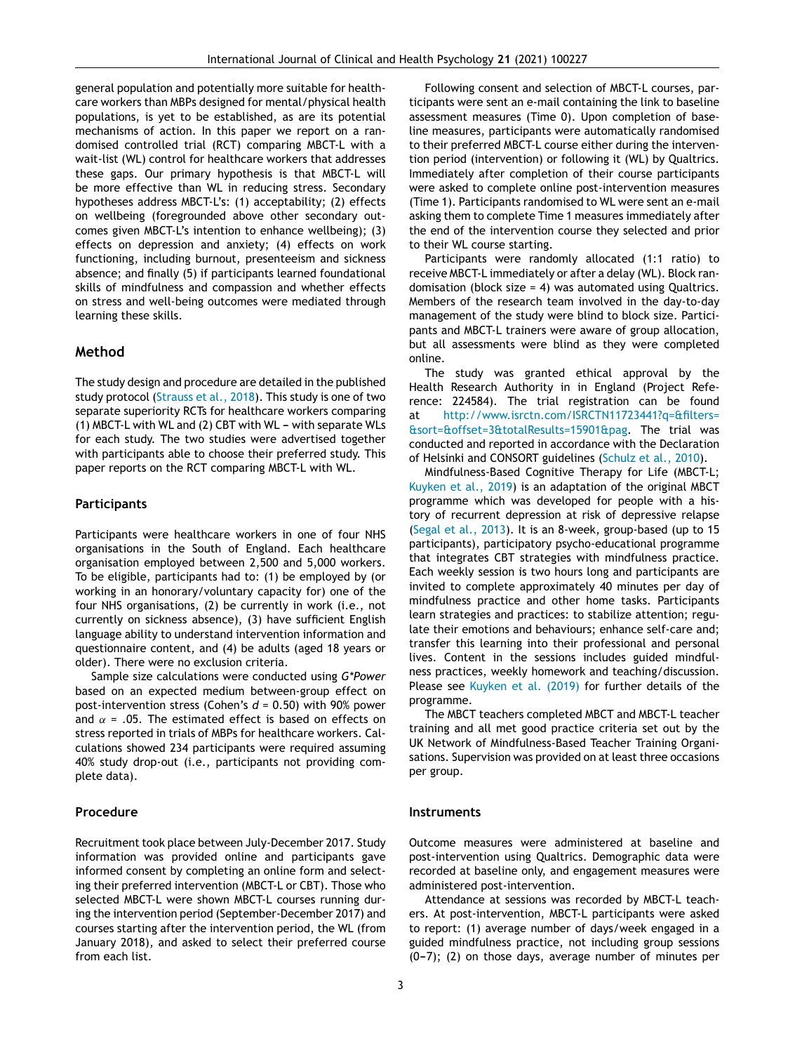general population and potentially more suitable for healthcare workers than MBPs designed for mental/physical health populations, is yet to be established, as are its potential mechanisms of action. In this paper we report on a randomised controlled trial (RCT) comparing MBCT-L with a wait-list (WL) control for healthcare workers that addresses these gaps. Our primary hypothesis is that MBCT-L will be more effective than WL in reducing stress. Secondary hypotheses address MBCT-L's: (1) acceptability; (2) effects on wellbeing (foregrounded above other secondary outcomes given MBCT-L's intention to enhance wellbeing); (3) effects on depression and anxiety; (4) effects on work functioning, including burnout, presenteeism and sickness absence; and finally (5) if participants learned foundational skills of mindfulness and compassion and whether effects on stress and well-being outcomes were mediated through learning these skills.

## Method

The study design and procedure are detailed in the published study protocol (Strauss et al., 2018). This study is one of two separate superiority RCTs for healthcare workers comparing (1) MBCT-L with WL and (2) CBT with WL – with separate WLs for each study. The two studies were advertised together with participants able to choose their preferred study. This paper reports on the RCT comparing MBCT-L with WL.

### Participants

Participants were healthcare workers in one of four NHS organisations in the South of England. Each healthcare organisation employed between 2,500 and 5,000 workers. To be eligible, participants had to: (1) be employed by (or working in an honorary/voluntary capacity for) one of the four NHS organisations, (2) be currently in work (i.e., not currently on sickness absence), (3) have sufficient English language ability to understand intervention information and questionnaire content, and (4) be adults (aged 18 years or older). There were no exclusion criteria.

Sample size calculations were conducted using *G\*Power* based on an expected medium between-group effect on post-intervention stress (Cohen's $d$ = 0.50) with 90% power and $\alpha$ = .05. The estimated effect is based on effects on stress reported in trials of MBPs for healthcare workers. Calculations showed 234 participants were required assuming 40% study drop-out (i.e., participants not providing complete data).

### Procedure

Recruitment took place between July-December 2017. Study information was provided online and participants gave informed consent by completing an online form and selecting their preferred intervention (MBCT-L or CBT). Those who selected MBCT-L were shown MBCT-L courses running during the intervention period (September-December 2017) and courses starting after the intervention period, the WL (from January 2018), and asked to select their preferred course from each list.

Following consent and selection of MBCT-L courses, participants were sent an e-mail containing the link to baseline assessment measures (Time 0). Upon completion of baseline measures, participants were automatically randomised to their preferred MBCT-L course either during the intervention period (intervention) or following it (WL) by Qualtrics. Immediately after completion of their course participants were asked to complete online post-intervention measures (Time 1). Participants randomised to WL were sent an e-mail asking them to complete Time 1 measures immediately after the end of the intervention course they selected and prior to their WL course starting.

Participants were randomly allocated (1:1 ratio) to receive MBCT-L immediately or after a delay (WL). Block randomisation (block size = 4) was automated using Qualtrics. Members of the research team involved in the day-to-day management of the study were blind to block size. Participants and MBCT-L trainers were aware of group allocation, but all assessments were blind as they were completed online.

The study was granted ethical approval by the Health Research Authority in in England (Project Reference: 224584). The trial registration can be found at http://www.isrctn.com/ISRCTN11723441?q=&filters=&sort=&offset=3&totalResults=15901&pag. The trial was conducted and reported in accordance with the Declaration of Helsinki and CONSORT guidelines (Schulz et al., 2010).

Mindfulness-Based Cognitive Therapy for Life (MBCT-L; Kuyken et al., 2019) is an adaptation of the original MBCT programme which was developed for people with a history of recurrent depression at risk of depressive relapse (Segal et al., 2013). It is an 8-week, group-based (up to 15 participants), participatory psycho-educational programme that integrates CBT strategies with mindfulness practice. Each weekly session is two hours long and participants are invited to complete approximately 40 minutes per day of mindfulness practice and other home tasks. Participants learn strategies and practices: to stabilize attention; regulate their emotions and behaviours; enhance self-care and; transfer this learning into their professional and personal lives. Content in the sessions includes guided mindfulness practices, weekly homework and teaching/discussion. Please see Kuyken et al. (2019) for further details of the programme.

The MBCT teachers completed MBCT and MBCT-L teacher training and all met good practice criteria set out by the UK Network of Mindfulness-Based Teacher Training Organisations. Supervision was provided on at least three occasions per group.

### Instruments

Outcome measures were administered at baseline and post-intervention using Qualtrics. Demographic data were recorded at baseline only, and engagement measures were administered post-intervention.

Attendance at sessions was recorded by MBCT-L teachers. At post-intervention, MBCT-L participants were asked to report: (1) average number of days/week engaged in a guided mindfulness practice, not including group sessions (0–7); (2) on those days, average number of minutes per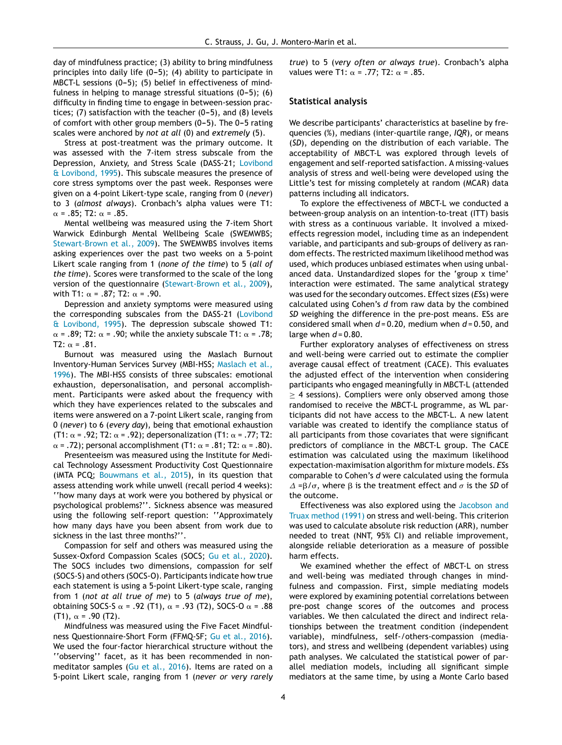day of mindfulness practice; (3) ability to bring mindfulness principles into daily life (0–5); (4) ability to participate in MBCT-L sessions (0–5); (5) belief in effectiveness of mindfulness in helping to manage stressful situations (0–5); (6) difficulty in finding time to engage in between-session practices; (7) satisfaction with the teacher (0–5), and (8) levels of comfort with other group members (0–5). The 0–5 rating scales were anchored by *not at all* (0) and *extremely* (5).

Stress at post-treatment was the primary outcome. It was assessed with the 7-item stress subscale from the Depression, Anxiety, and Stress Scale (DASS-21; Lovibond & Lovibond, 1995). This subscale measures the presence of core stress symptoms over the past week. Responses were given on a 4-point Likert-type scale, ranging from 0 (*never*) to 3 (*almost always*). Cronbach's alpha values were T1: $\alpha$ = .85; T2: $\alpha$ = .85.

Mental wellbeing was measured using the 7-item Short Warwick Edinburgh Mental Wellbeing Scale (SWEMWBS; Stewart-Brown et al., 2009). The SWEMWBS involves items asking experiences over the past two weeks on a 5-point Likert scale ranging from 1 (*none of the time*) to 5 (*all of the time*). Scores were transformed to the scale of the long version of the questionnaire (Stewart-Brown et al., 2009), with T1: $\alpha$ = .87; T2: $\alpha$ = .90.

Depression and anxiety symptoms were measured using the corresponding subscales from the DASS-21 (Lovibond & Lovibond, 1995). The depression subscale showed T1: $\alpha$ = .89; T2: $\alpha$ = .90; while the anxiety subscale T1: $\alpha$ = .78; T2: $\alpha$ = .81.

Burnout was measured using the Maslach Burnout Inventory-Human Services Survey (MBI-HSS; Maslach et al., 1996). The MBI-HSS consists of three subscales: emotional exhaustion, depersonalisation, and personal accomplishment. Participants were asked about the frequency with which they have experiences related to the subscales and items were answered on a 7-point Likert scale, ranging from 0 (*never*) to 6 (*every day*), being that emotional exhaustion (T1: $\alpha$ = .92; T2: $\alpha$ = .92); depersonalization (T1: $\alpha$ = .77; T2: $\alpha$ = .72); personal accomplishment (T1: $\alpha$ = .81; T2: $\alpha$ = .80).

Presenteeism was measured using the Institute for Medical Technology Assessment Productivity Cost Questionnaire (iMTA PCQ; Bouwmans et al., 2015), in its question that assess attending work while unwell (recall period 4 weeks): ''how many days at work were you bothered by physical or psychological problems?''. Sickness absence was measured using the following self-report question: ''Approximately how many days have you been absent from work due to sickness in the last three months?''.

Compassion for self and others was measured using the Sussex-Oxford Compassion Scales (SOCS; Gu et al., 2020). The SOCS includes two dimensions, compassion for self (SOCS-S) and others (SOCS-O). Participants indicate how true each statement is using a 5-point Likert-type scale, ranging from 1 (*not at all true of me*) to 5 (*always true of me*), obtaining SOCS-S $\alpha$ = .92 (T1), $\alpha$ = .93 (T2), SOCS-O $\alpha$ = .88 (T1), $\alpha$ = .90 (T2).

Mindfulness was measured using the Five Facet Mindfulness Questionnaire-Short Form (FFMQ-SF; Gu et al., 2016). We used the four-factor hierarchical structure without the ''observing'' facet, as it has been recommended in non-meditator samples (Gu et al., 2016). Items are rated on a 5-point Likert scale, ranging from 1 (*never or very rarely true*) to 5 (*very often or always true*). Cronbach's alpha values were T1: $\alpha$ = .77; T2: $\alpha$ = .85.

## Statistical analysis

We describe participants' characteristics at baseline by frequencies (%), medians (inter-quartile range, *IQR*), or means (*SD*), depending on the distribution of each variable. The acceptability of MBCT-L was explored through levels of engagement and self-reported satisfaction. A missing-values analysis of stress and well-being were developed using the Little's test for missing completely at random (MCAR) data patterns including all indicators.

To explore the effectiveness of MBCT-L we conducted a between-group analysis on an intention-to-treat (ITT) basis with stress as a continuous variable. It involved a mixed-effects regression model, including time as an independent variable, and participants and sub-groups of delivery as random effects. The restricted maximum likelihood method was used, which produces unbiased estimates when using unbalanced data. Unstandardized slopes for the 'group x time' interaction were estimated. The same analytical strategy was used for the secondary outcomes. Effect sizes (*ES*s) were calculated using Cohen's *d* from raw data by the combined *SD* weighing the difference in the pre-post means. ESs are considered small when $d = 0.20$, medium when $d = 0.50$, and large when $d = 0.80$.

Further exploratory analyses of effectiveness on stress and well-being were carried out to estimate the complier average causal effect of treatment (CACE). This evaluates the adjusted effect of the intervention when considering participants who engaged meaningfully in MBCT-L (attended $\geq$ 4 sessions). Compliers were only observed among those randomised to receive the MBCT-L programme, as WL participants did not have access to the MBCT-L. A new latent variable was created to identify the compliance status of all participants from those covariates that were significant predictors of compliance in the MBCT-L group. The CACE estimation was calculated using the maximum likelihood expectation-maximisation algorithm for mixture models. *ES*s comparable to Cohen's *d* were calculated using the formula $\Delta = \beta/\sigma$, where $\beta$ is the treatment effect and $\sigma$ is the *SD* of the outcome.

Effectiveness was also explored using the Jacobson and Truax method (1991) on stress and well-being. This criterion was used to calculate absolute risk reduction (ARR), number needed to treat (NNT, 95% CI) and reliable improvement, alongside reliable deterioration as a measure of possible harm effects.

We examined whether the effect of MBCT-L on stress and well-being was mediated through changes in mindfulness and compassion. First, simple mediating models were explored by examining potential correlations between pre-post change scores of the outcomes and process variables. We then calculated the direct and indirect relationships between the treatment condition (independent variable), mindfulness, self-/others-compassion (mediators), and stress and wellbeing (dependent variables) using path analyses. We calculated the statistical power of parallel mediation models, including all significant simple mediators at the same time, by using a Monte Carlo based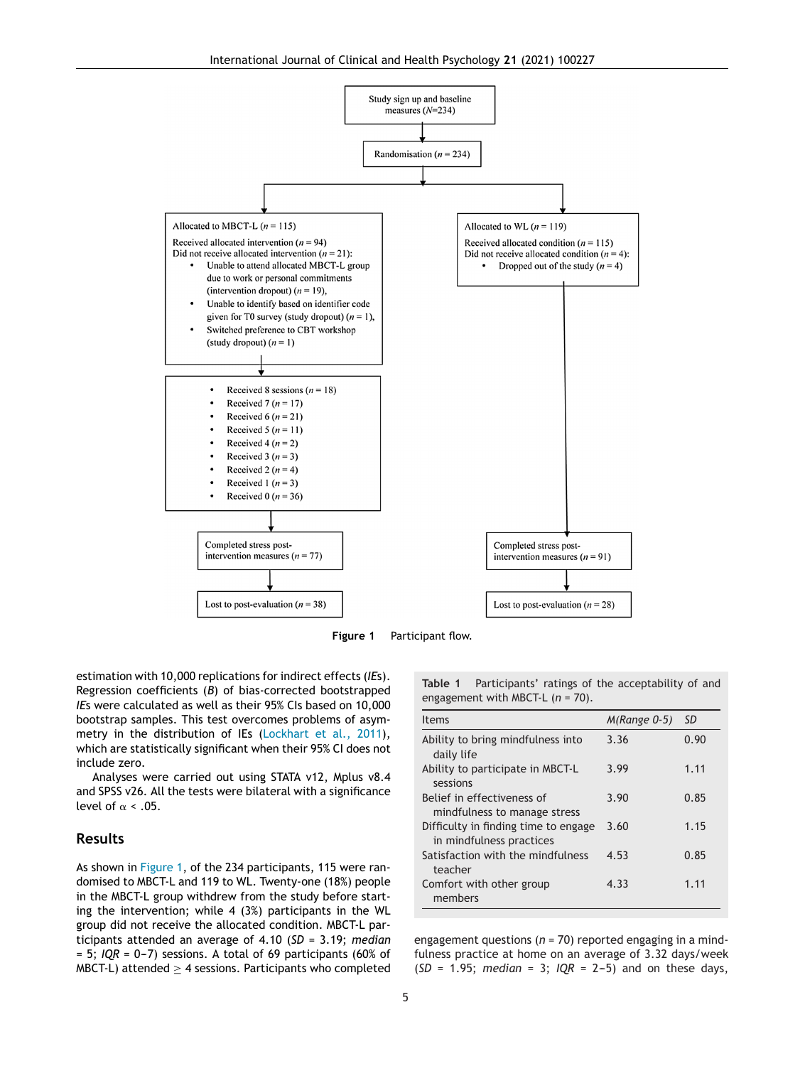Study sign up and baseline measures (*N*=234)

Randomisation (*n* = 234)

Allocated to MBCT-L (*n* = 115)

Received allocated intervention (*n* = 94)
Did not receive allocated intervention (*n* = 21):

- Unable to attend allocated MBCT-L group due to work or personal commitments (intervention dropout) (*n* = 19),
- Unable to identify based on identifier code given for T0 survey (study dropout) (*n* = 1),
- Switched preference to CBT workshop (study dropout) (*n* = 1)

- Received 8 sessions (*n* = 18)
- Received 7 (*n* = 17)
- Received 6 (*n* = 21)
- Received 5 (*n* = 11)
- Received 4 (*n* = 2)
- Received 3 (*n* = 3)
- Received 2 (*n* = 4)
- Received 1 (*n* = 3)
- Received 0 (*n* = 36)

Completed stress post-intervention measures (*n* = 77)

Lost to post-evaluation (*n* = 38)

Allocated to WL (*n* = 119)

Received allocated condition (*n* = 115)
Did not receive allocated condition (*n* = 4):

- Dropped out of the study (*n* = 4)

Completed stress post-intervention measures (*n* = 91)

Lost to post-evaluation (*n* = 28)

**Figure 1** Participant flow.

estimation with 10,000 replications for indirect effects (*IE*s). Regression coefficients (*B*) of bias-corrected bootstrapped *IE*s were calculated as well as their 95% CIs based on 10,000 bootstrap samples. This test overcomes problems of asymmetry in the distribution of IEs (Lockhart et al., 2011), which are statistically significant when their 95% CI does not include zero.

Analyses were carried out using STATA v12, Mplus v8.4 and SPSS v26. All the tests were bilateral with a significance level of $\alpha < .05$.

## Results

As shown in Figure 1, of the 234 participants, 115 were randomised to MBCT-L and 119 to WL. Twenty-one (18%) people in the MBCT-L group withdrew from the study before starting the intervention; while 4 (3%) participants in the WL group did not receive the allocated condition. MBCT-L participants attended an average of 4.10 (*SD* = 3.19; *median* = 5; *IQR* = 0–7) sessions. A total of 69 participants (60% of MBCT-L) attended $\geq$ 4 sessions. Participants who completed engagement questions (*n* = 70) reported engaging in a mindfulness practice at home on an average of 3.32 days/week (*SD* = 1.95; *median* = 3; *IQR* = 2–5) and on these days,

**Table 1** Participants' ratings of the acceptability of and engagement with MBCT-L (*n* = 70).

| Items | *M(Range 0-5)* | *SD* |
|---|---|---|
| Ability to bring mindfulness into daily life | 3.36 | 0.90 |
| Ability to participate in MBCT-L sessions | 3.99 | 1.11 |
| Belief in effectiveness of mindfulness to manage stress | 3.90 | 0.85 |
| Difficulty in finding time to engage in mindfulness practices | 3.60 | 1.15 |
| Satisfaction with the mindfulness teacher | 4.53 | 0.85 |
| Comfort with other group members | 4.33 | 1.11 |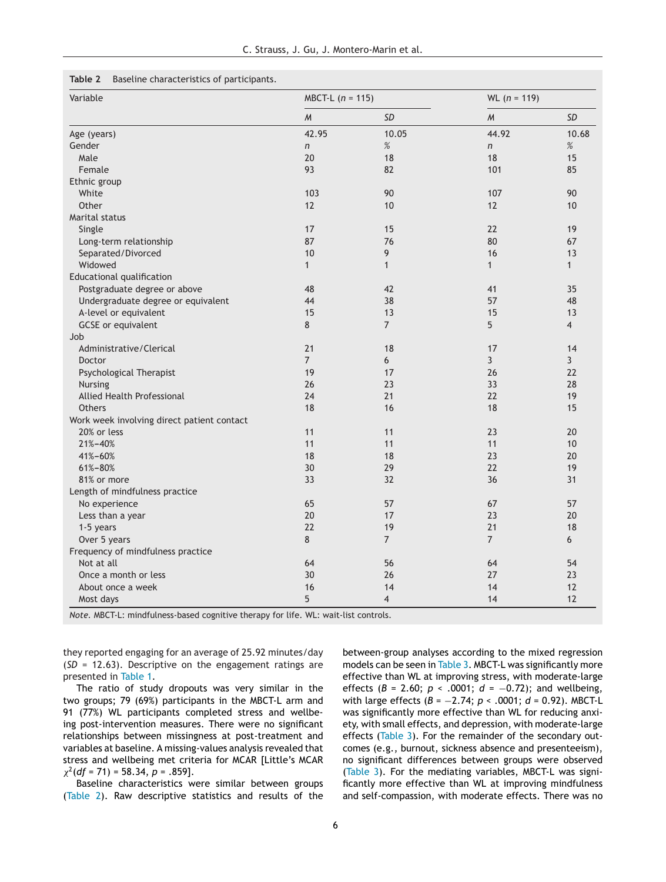**Table 2** Baseline characteristics of participants.

| Variable | MBCT-L ($n$ = 115) | | WL ($n$ = 119) | |
|---|---|---|---|---|
| | *M* | *SD* | *M* | *SD* |
| Age (years) | 42.95 | 10.05 | 44.92 | 10.68 |
| Gender | *n* | % | *n* | % |
| Male | 20 | 18 | 18 | 15 |
| Female | 93 | 82 | 101 | 85 |
| Ethnic group | | | | |
| White | 103 | 90 | 107 | 90 |
| Other | 12 | 10 | 12 | 10 |
| Marital status | | | | |
| Single | 17 | 15 | 22 | 19 |
| Long-term relationship | 87 | 76 | 80 | 67 |
| Separated/Divorced | 10 | 9 | 16 | 13 |
| Widowed | 1 | 1 | 1 | 1 |
| Educational qualification | | | | |
| Postgraduate degree or above | 48 | 42 | 41 | 35 |
| Undergraduate degree or equivalent | 44 | 38 | 57 | 48 |
| A-level or equivalent | 15 | 13 | 15 | 13 |
| GCSE or equivalent | 8 | 7 | 5 | 4 |
| Job | | | | |
| Administrative/Clerical | 21 | 18 | 17 | 14 |
| Doctor | 7 | 6 | 3 | 3 |
| Psychological Therapist | 19 | 17 | 26 | 22 |
| Nursing | 26 | 23 | 33 | 28 |
| Allied Health Professional | 24 | 21 | 22 | 19 |
| Others | 18 | 16 | 18 | 15 |
| Work week involving direct patient contact | | | | |
| 20% or less | 11 | 11 | 23 | 20 |
| 21%–40% | 11 | 11 | 11 | 10 |
| 41%–60% | 18 | 18 | 23 | 20 |
| 61%–80% | 30 | 29 | 22 | 19 |
| 81% or more | 33 | 32 | 36 | 31 |
| Length of mindfulness practice | | | | |
| No experience | 65 | 57 | 67 | 57 |
| Less than a year | 20 | 17 | 23 | 20 |
| 1-5 years | 22 | 19 | 21 | 18 |
| Over 5 years | 8 | 7 | 7 | 6 |
| Frequency of mindfulness practice | | | | |
| Not at all | 64 | 56 | 64 | 54 |
| Once a month or less | 30 | 26 | 27 | 23 |
| About once a week | 16 | 14 | 14 | 12 |
| Most days | 5 | 4 | 14 | 12 |

*Note.* MBCT-L: mindfulness-based cognitive therapy for life. WL: wait-list controls.

they reported engaging for an average of 25.92 minutes/day ($SD$ = 12.63). Descriptive on the engagement ratings are presented in Table 1.

The ratio of study dropouts was very similar in the two groups; 79 (69%) participants in the MBCT-L arm and 91 (77%) WL participants completed stress and wellbeing post-intervention measures. There were no significant relationships between missingness at post-treatment and variables at baseline. A missing-values analysis revealed that stress and wellbeing met criteria for MCAR [Little's MCAR $\chi^2(df = 71) = 58.34$, $p = .859$].

Baseline characteristics were similar between groups (Table 2). Raw descriptive statistics and results of the between-group analyses according to the mixed regression models can be seen in Table 3. MBCT-L was significantly more effective than WL at improving stress, with moderate-large effects ($B = 2.60$; $p < .0001$; $d = -0.72$); and wellbeing, with large effects ($B = -2.74$; $p < .0001$; $d = 0.92$). MBCT-L was significantly more effective than WL for reducing anxiety, with small effects, and depression, with moderate-large effects (Table 3). For the remainder of the secondary outcomes (e.g., burnout, sickness absence and presenteeism), no significant differences between groups were observed (Table 3). For the mediating variables, MBCT-L was significantly more effective than WL at improving mindfulness and self-compassion, with moderate effects. There was no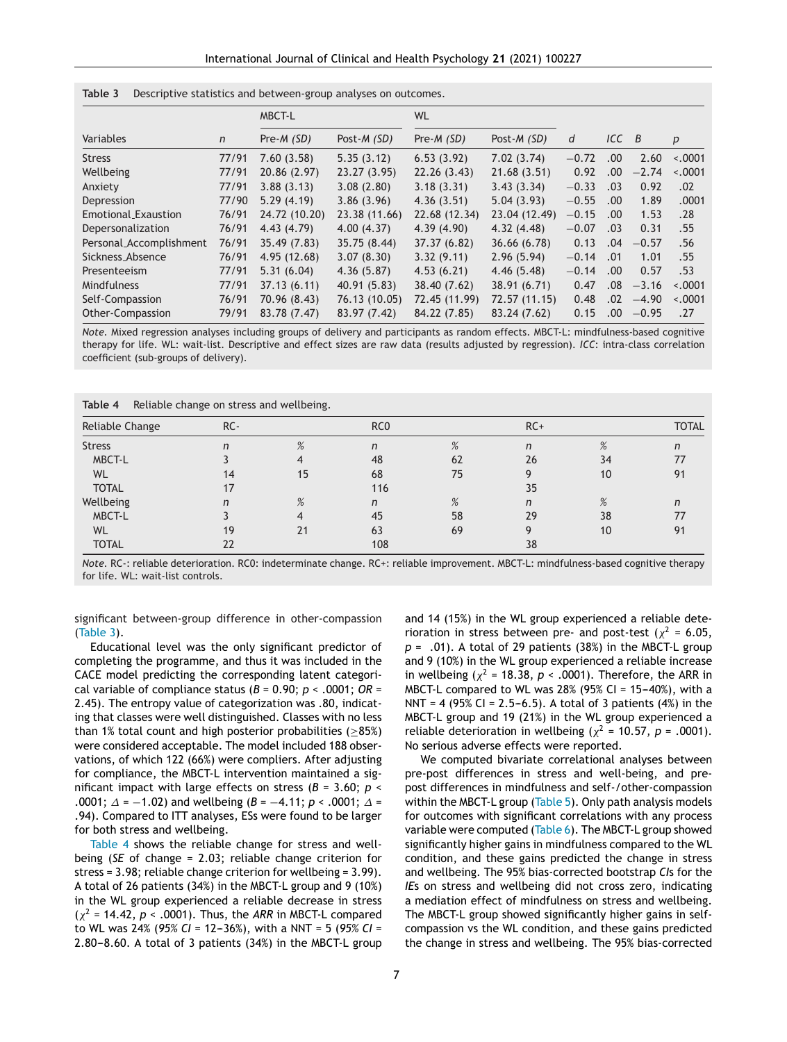**Table 3** Descriptive statistics and between-group analyses on outcomes.

| Variables | *n* | MBCT-L Pre-*M (SD)* | MBCT-L Post-*M (SD)* | WL Pre-*M (SD)* | WL Post-*M (SD)* | *d* | *ICC* | *B* | *p* |
|---|---|---|---|---|---|---|---|---|---|
| Stress | 77/91 | 7.60 (3.58) | 5.35 (3.12) | 6.53 (3.92) | 7.02 (3.74) | −0.72 | .00 | 2.60 | <.0001 |
| Wellbeing | 77/91 | 20.86 (2.97) | 23.27 (3.95) | 22.26 (3.43) | 21.68 (3.51) | 0.92 | .00 | −2.74 | <.0001 |
| Anxiety | 77/91 | 3.88 (3.13) | 3.08 (2.80) | 3.18 (3.31) | 3.43 (3.34) | −0.33 | .03 | 0.92 | .02 |
| Depression | 77/90 | 5.29 (4.19) | 3.86 (3.96) | 4.36 (3.51) | 5.04 (3.93) | −0.55 | .00 | 1.89 | .0001 |
| Emotional_Exaustion | 76/91 | 24.72 (10.20) | 23.38 (11.66) | 22.68 (12.34) | 23.04 (12.49) | −0.15 | .00 | 1.53 | .28 |
| Depersonalization | 76/91 | 4.43 (4.79) | 4.00 (4.37) | 4.39 (4.90) | 4.32 (4.48) | −0.07 | .03 | 0.31 | .55 |
| Personal_Accomplishment | 76/91 | 35.49 (7.83) | 35.75 (8.44) | 37.37 (6.82) | 36.66 (6.78) | 0.13 | .04 | −0.57 | .56 |
| Sickness_Absence | 76/91 | 4.95 (12.68) | 3.07 (8.30) | 3.32 (9.11) | 2.96 (5.94) | −0.14 | .01 | 1.01 | .55 |
| Presenteeism | 77/91 | 5.31 (6.04) | 4.36 (5.87) | 4.53 (6.21) | 4.46 (5.48) | −0.14 | .00 | 0.57 | .53 |
| Mindfulness | 77/91 | 37.13 (6.11) | 40.91 (5.83) | 38.40 (7.62) | 38.91 (6.71) | 0.47 | .08 | −3.16 | <.0001 |
| Self-Compassion | 76/91 | 70.96 (8.43) | 76.13 (10.05) | 72.45 (11.99) | 72.57 (11.15) | 0.48 | .02 | −4.90 | <.0001 |
| Other-Compassion | 79/91 | 83.78 (7.47) | 83.97 (7.42) | 84.22 (7.85) | 83.24 (7.62) | 0.15 | .00 | −0.95 | .27 |

*Note.* Mixed regression analyses including groups of delivery and participants as random effects. MBCT-L: mindfulness-based cognitive therapy for life. WL: wait-list. Descriptive and effect sizes are raw data (results adjusted by regression). *ICC*: intra-class correlation coefficient (sub-groups of delivery).

**Table 4** Reliable change on stress and wellbeing.

| Reliable Change | RC- | | RC0 | | RC+ | | TOTAL |
|---|---|---|---|---|---|---|---|
| Stress | *n* | *%* | *n* | *%* | *n* | *%* | *n* |
| MBCT-L | 3 | 4 | 48 | 62 | 26 | 34 | 77 |
| WL | 14 | 15 | 68 | 75 | 9 | 10 | 91 |
| TOTAL | 17 | | 116 | | 35 | | |
| Wellbeing | *n* | *%* | *n* | *%* | *n* | *%* | *n* |
| MBCT-L | 3 | 4 | 45 | 58 | 29 | 38 | 77 |
| WL | 19 | 21 | 63 | 69 | 9 | 10 | 91 |
| TOTAL | 22 | | 108 | | 38 | | |

*Note.* RC-: reliable deterioration. RC0: indeterminate change. RC+: reliable improvement. MBCT-L: mindfulness-based cognitive therapy for life. WL: wait-list controls.

significant between-group difference in other-compassion (Table 3).

Educational level was the only significant predictor of completing the programme, and thus it was included in the CACE model predicting the corresponding latent categorical variable of compliance status ($B$ = 0.90; $p$ < .0001; $OR$ = 2.45). The entropy value of categorization was .80, indicating that classes were well distinguished. Classes with no less than 1% total count and high posterior probabilities (≥85%) were considered acceptable. The model included 188 observations, of which 122 (66%) were compliers. After adjusting for compliance, the MBCT-L intervention maintained a significant impact with large effects on stress ($B$ = 3.60; $p$ < .0001; $\Delta$ = −1.02) and wellbeing ($B$ = −4.11; $p$ < .0001; $\Delta$ = .94). Compared to ITT analyses, ESs were found to be larger for both stress and wellbeing.

Table 4 shows the reliable change for stress and wellbeing (*SE* of change = 2.03; reliable change criterion for stress = 3.98; reliable change criterion for wellbeing = 3.99). A total of 26 patients (34%) in the MBCT-L group and 9 (10%) in the WL group experienced a reliable decrease in stress ($\chi^2$ = 14.42, $p$ < .0001). Thus, the *ARR* in MBCT-L compared to WL was 24% (*95% CI* = 12−36%), with a NNT = 5 (*95% CI* = 2.80−8.60. A total of 3 patients (34%) in the MBCT-L group and 14 (15%) in the WL group experienced a reliable deterioration in stress between pre- and post-test ($\chi^2$ = 6.05, $p$ = .01). A total of 29 patients (38%) in the MBCT-L group and 9 (10%) in the WL group experienced a reliable increase in wellbeing ($\chi^2$ = 18.38, $p$ < .0001). Therefore, the ARR in MBCT-L compared to WL was 28% (95% CI = 15−40%), with a NNT = 4 (95% CI = 2.5−6.5). A total of 3 patients (4%) in the MBCT-L group and 19 (21%) in the WL group experienced a reliable deterioration in wellbeing ($\chi^2$ = 10.57, $p$ = .0001). No serious adverse effects were reported.

We computed bivariate correlational analyses between pre-post differences in stress and well-being, and pre-post differences in mindfulness and self-/other-compassion within the MBCT-L group (Table 5). Only path analysis models for outcomes with significant correlations with any process variable were computed (Table 6). The MBCT-L group showed significantly higher gains in mindfulness compared to the WL condition, and these gains predicted the change in stress and wellbeing. The 95% bias-corrected bootstrap *CI*s for the *IE*s on stress and wellbeing did not cross zero, indicating a mediation effect of mindfulness on stress and wellbeing. The MBCT-L group showed significantly higher gains in self-compassion vs the WL condition, and these gains predicted the change in stress and wellbeing. The 95% bias-corrected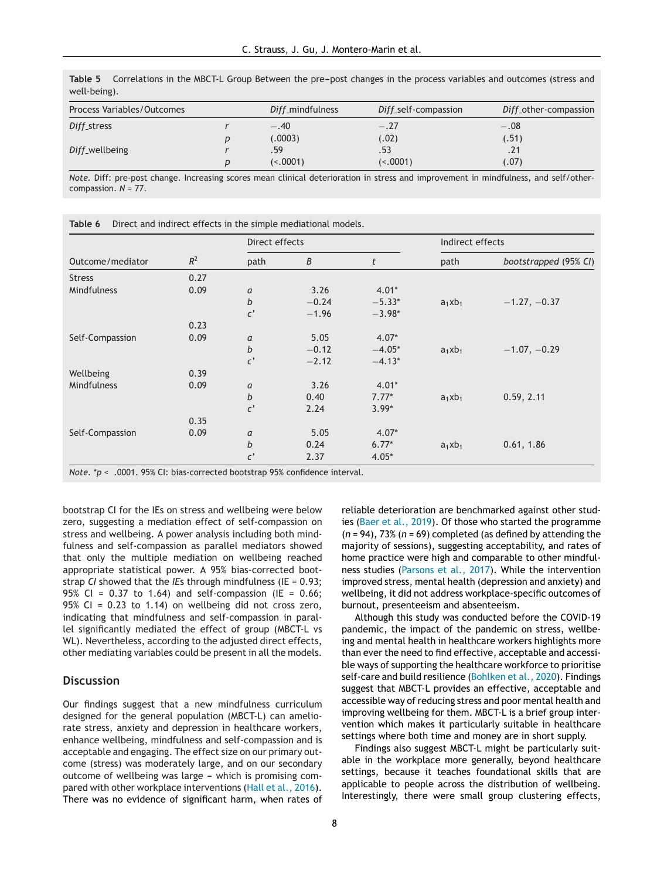**Table 5** Correlations in the MBCT-L Group Between the pre–post changes in the process variables and outcomes (stress and well-being).

| Process Variables/Outcomes | | *Diff*_mindfulness | *Diff*_self-compassion | *Diff*_other-compassion |
|---|---|---|---|---|
| *Diff*_stress | *r* | −.40 | −.27 | −.08 |
| | *p* | (.0003) | (.02) | (.51) |
| *Diff*_wellbeing | *r* | .59 | .53 | .21 |
| | *p* | (<.0001) | (<.0001) | (.07) |

*Note.* Diff: pre-post change. Increasing scores mean clinical deterioration in stress and improvement in mindfulness, and self/other-compassion. *N* = 77.

**Table 6** Direct and indirect effects in the simple mediational models.

| Outcome/mediator | $R^2$ | Direct effects | | | Indirect effects | |
|---|---|---|---|---|---|---|
| | | path | *B* | *t* | path | *bootstrapped* (95% *CI*) |
| Stress | 0.27 | | | | | |
| Mindfulness | 0.09 | *a* | 3.26 | 4.01* | | |
| | | *b* | −0.24 | −5.33* | $a_1xb_1$ | −1.27, −0.37 |
| | | *c'* | −1.96 | −3.98* | | |
| | 0.23 | | | | | |
| Self-Compassion | 0.09 | *a* | 5.05 | 4.07* | | |
| | | *b* | −0.12 | −4.05* | $a_1xb_1$ | −1.07, −0.29 |
| | | *c'* | −2.12 | −4.13* | | |
| Wellbeing | 0.39 | | | | | |
| Mindfulness | 0.09 | *a* | 3.26 | 4.01* | | |
| | | *b* | 0.40 | 7.77* | $a_1xb_1$ | 0.59, 2.11 |
| | | *c'* | 2.24 | 3.99* | | |
| | 0.35 | | | | | |
| Self-Compassion | 0.09 | *a* | 5.05 | 4.07* | | |
| | | *b* | 0.24 | 6.77* | $a_1xb_1$ | 0.61, 1.86 |
| | | *c'* | 2.37 | 4.05* | | |

*Note.* *$p < .0001$. 95% CI: bias-corrected bootstrap 95% confidence interval.

bootstrap CI for the IEs on stress and wellbeing were below zero, suggesting a mediation effect of self-compassion on stress and wellbeing. A power analysis including both mindfulness and self-compassion as parallel mediators showed that only the multiple mediation on wellbeing reached appropriate statistical power. A 95% bias-corrected bootstrap *CI* showed that the *IE*s through mindfulness (IE = 0.93; 95% CI = 0.37 to 1.64) and self-compassion (IE = 0.66; 95% CI = 0.23 to 1.14) on wellbeing did not cross zero, indicating that mindfulness and self-compassion in parallel significantly mediated the effect of group (MBCT-L vs WL). Nevertheless, according to the adjusted direct effects, other mediating variables could be present in all the models.

## Discussion

Our findings suggest that a new mindfulness curriculum designed for the general population (MBCT-L) can ameliorate stress, anxiety and depression in healthcare workers, enhance wellbeing, mindfulness and self-compassion and is acceptable and engaging. The effect size on our primary outcome (stress) was moderately large, and on our secondary outcome of wellbeing was large – which is promising compared with other workplace interventions (Hall et al., 2016). There was no evidence of significant harm, when rates of reliable deterioration are benchmarked against other studies (Baer et al., 2019). Of those who started the programme (*n* = 94), 73% (*n* = 69) completed (as defined by attending the majority of sessions), suggesting acceptability, and rates of home practice were high and comparable to other mindfulness studies (Parsons et al., 2017). While the intervention improved stress, mental health (depression and anxiety) and wellbeing, it did not address workplace-specific outcomes of burnout, presenteeism and absenteeism.

Although this study was conducted before the COVID-19 pandemic, the impact of the pandemic on stress, wellbeing and mental health in healthcare workers highlights more than ever the need to find effective, acceptable and accessible ways of supporting the healthcare workforce to prioritise self-care and build resilience (Bohlken et al., 2020). Findings suggest that MBCT-L provides an effective, acceptable and accessible way of reducing stress and poor mental health and improving wellbeing for them. MBCT-L is a brief group intervention which makes it particularly suitable in healthcare settings where both time and money are in short supply.

Findings also suggest MBCT-L might be particularly suitable in the workplace more generally, beyond healthcare settings, because it teaches foundational skills that are applicable to people across the distribution of wellbeing. Interestingly, there were small group clustering effects,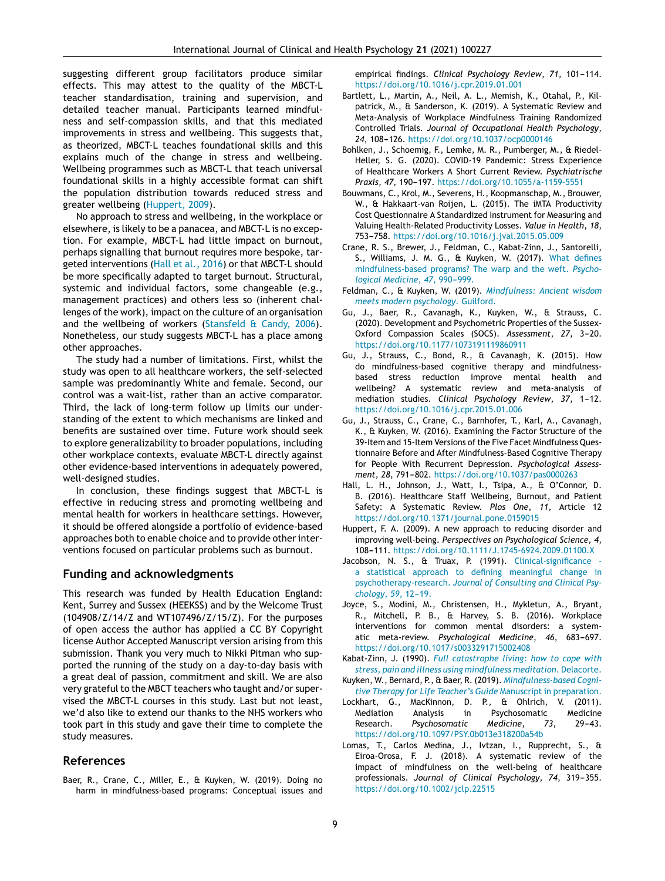suggesting different group facilitators produce similar effects. This may attest to the quality of the MBCT-L teacher standardisation, training and supervision, and detailed teacher manual. Participants learned mindfulness and self-compassion skills, and that this mediated improvements in stress and wellbeing. This suggests that, as theorized, MBCT-L teaches foundational skills and this explains much of the change in stress and wellbeing. Wellbeing programmes such as MBCT-L that teach universal foundational skills in a highly accessible format can shift the population distribution towards reduced stress and greater wellbeing (Huppert, 2009).

No approach to stress and wellbeing, in the workplace or elsewhere, is likely to be a panacea, and MBCT-L is no exception. For example, MBCT-L had little impact on burnout, perhaps signalling that burnout requires more bespoke, targeted interventions (Hall et al., 2016) or that MBCT-L should be more specifically adapted to target burnout. Structural, systemic and individual factors, some changeable (e.g., management practices) and others less so (inherent challenges of the work), impact on the culture of an organisation and the wellbeing of workers (Stansfeld & Candy, 2006). Nonetheless, our study suggests MBCT-L has a place among other approaches.

The study had a number of limitations. First, whilst the study was open to all healthcare workers, the self-selected sample was predominantly White and female. Second, our control was a wait-list, rather than an active comparator. Third, the lack of long-term follow up limits our understanding of the extent to which mechanisms are linked and benefits are sustained over time. Future work should seek to explore generalizability to broader populations, including other workplace contexts, evaluate MBCT-L directly against other evidence-based interventions in adequately powered, well-designed studies.

In conclusion, these findings suggest that MBCT-L is effective in reducing stress and promoting wellbeing and mental health for workers in healthcare settings. However, it should be offered alongside a portfolio of evidence-based approaches both to enable choice and to provide other interventions focused on particular problems such as burnout.

## Funding and acknowledgments

This research was funded by Health Education England: Kent, Surrey and Sussex (HEEKSS) and by the Welcome Trust (104908/Z/14/Z and WT107496/Z/15/Z). For the purposes of open access the author has applied a CC BY Copyright license Author Accepted Manuscript version arising from this submission. Thank you very much to Nikki Pitman who supported the running of the study on a day-to-day basis with a great deal of passion, commitment and skill. We are also very grateful to the MBCT teachers who taught and/or supervised the MBCT-L courses in this study. Last but not least, we'd also like to extend our thanks to the NHS workers who took part in this study and gave their time to complete the study measures.

## References

Baer, R., Crane, C., Miller, E., & Kuyken, W. (2019). Doing no harm in mindfulness-based programs: Conceptual issues and empirical findings. *Clinical Psychology Review*, *71*, 101–114. https://doi.org/10.1016/j.cpr.2019.01.001

Bartlett, L., Martin, A., Neil, A. L., Memish, K., Otahal, P., Kilpatrick, M., & Sanderson, K. (2019). A Systematic Review and Meta-Analysis of Workplace Mindfulness Training Randomized Controlled Trials. *Journal of Occupational Health Psychology*, *24*, 108–126. https://doi.org/10.1037/ocp0000146

Bohlken, J., Schoemig, F., Lemke, M. R., Pumberger, M., & Riedel-Heller, S. G. (2020). COVID-19 Pandemic: Stress Experience of Healthcare Workers A Short Current Review. *Psychiatrische Praxis*, *47*, 190–197. https://doi.org/10.1055/a-1159-5551

Bouwmans, C., Krol, M., Severens, H., Koopmanschap, M., Brouwer, W., & Hakkaart-van Roijen, L. (2015). The iMTA Productivity Cost Questionnaire A Standardized Instrument for Measuring and Valuing Health-Related Productivity Losses. *Value in Health*, *18*, 753–758. https://doi.org/10.1016/j.jval.2015.05.009

Crane, R. S., Brewer, J., Feldman, C., Kabat-Zinn, J., Santorelli, S., Williams, J. M. G., & Kuyken, W. (2017). What defines mindfulness-based programs? The warp and the weft. *Psychological Medicine*, *47*, 990–999.

Feldman, C., & Kuyken, W. (2019). *Mindfulness: Ancient wisdom meets modern psychology*. Guilford.

Gu, J., Baer, R., Cavanagh, K., Kuyken, W., & Strauss, C. (2020). Development and Psychometric Properties of the Sussex-Oxford Compassion Scales (SOCS). *Assessment*, *27*, 3–20. https://doi.org/10.1177/1073191119860911

Gu, J., Strauss, C., Bond, R., & Cavanagh, K. (2015). How do mindfulness-based cognitive therapy and mindfulness-based stress reduction improve mental health and wellbeing? A systematic review and meta-analysis of mediation studies. *Clinical Psychology Review*, *37*, 1–12. https://doi.org/10.1016/j.cpr.2015.01.006

Gu, J., Strauss, C., Crane, C., Barnhofer, T., Karl, A., Cavanagh, K., & Kuyken, W. (2016). Examining the Factor Structure of the 39-Item and 15-Item Versions of the Five Facet Mindfulness Questionnaire Before and After Mindfulness-Based Cognitive Therapy for People With Recurrent Depression. *Psychological Assessment*, *28*, 791–802. https://doi.org/10.1037/pas0000263

Hall, L. H., Johnson, J., Watt, I., Tsipa, A., & O'Connor, D. B. (2016). Healthcare Staff Wellbeing, Burnout, and Patient Safety: A Systematic Review. *Plos One*, *11*, Article 12 https://doi.org/10.1371/journal.pone.0159015

Huppert, F. A. (2009). A new approach to reducing disorder and improving well-being. *Perspectives on Psychological Science*, *4*, 108–111. https://doi.org/10.1111/J.1745-6924.2009.01100.X

Jacobson, N. S., & Truax, P. (1991). Clinical-significance - a statistical approach to defining meaningful change in psychotherapy-research. *Journal of Consulting and Clinical Psychology*, *59*, 12–19.

Joyce, S., Modini, M., Christensen, H., Mykletun, A., Bryant, R., Mitchell, P. B., & Harvey, S. B. (2016). Workplace interventions for common mental disorders: a systematic meta-review. *Psychological Medicine*, *46*, 683–697. https://doi.org/10.1017/s0033291715002408

Kabat-Zinn, J. (1990). *Full catastrophe living: how to cope with stress, pain and illness using mindfulness meditation*. Delacorte.

Kuyken, W., Bernard, P., & Baer, R. (2019). *Mindfulness-based Cognitive Therapy for Life Teacher's Guide* Manuscript in preparation.

Lockhart, G., MacKinnon, D. P., & Ohlrich, V. (2011). Mediation Analysis in Psychosomatic Medicine Research. *Psychosomatic Medicine*, *73*, 29–43. https://doi.org/10.1097/PSY.0b013e318200a54b

Lomas, T., Carlos Medina, J., Ivtzan, I., Rupprecht, S., & Eiroa-Orosa, F. J. (2018). A systematic review of the impact of mindfulness on the well-being of healthcare professionals. *Journal of Clinical Psychology*, *74*, 319–355. https://doi.org/10.1002/jclp.22515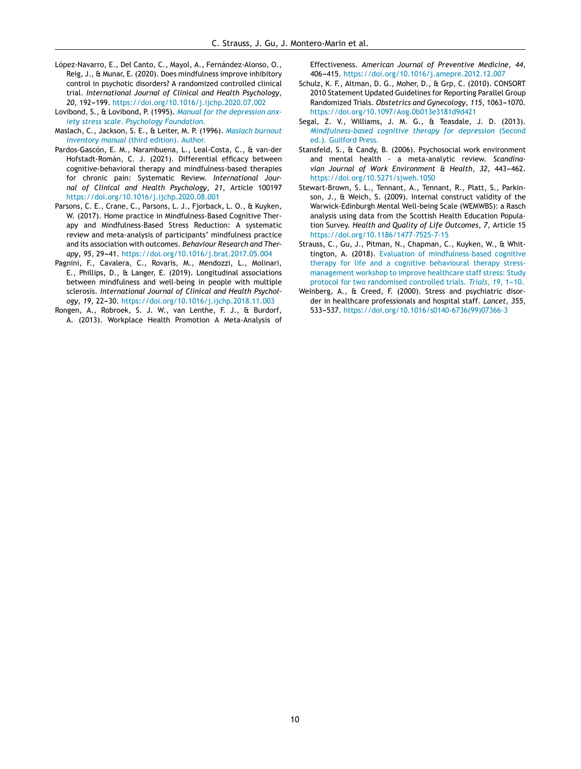López-Navarro, E., Del Canto, C., Mayol, A., Fernández-Alonso, O., Reig, J., & Munar, E. (2020). Does mindfulness improve inhibitory control in psychotic disorders? A randomized controlled clinical trial. *International Journal of Clinical and Health Psychology*, *20*, 192–199. https://doi.org/10.1016/j.ijchp.2020.07.002

Lovibond, S., & Lovibond, P. (1995). *Manual for the depression anxiety stress scale*. Psychology Foundation.

Maslach, C., Jackson, S. E., & Leiter, M. P. (1996). *Maslach burnout inventory manual* (third edition). Author.

Pardos-Gascón, E. M., Narambuena, L., Leal-Costa, C., & van-der Hofstadt-Román, C. J. (2021). Differential efficacy between cognitive-behavioral therapy and mindfulness-based therapies for chronic pain: Systematic Review. *International Journal of Clinical and Health Psychology*, *21*, Article 100197 https://doi.org/10.1016/j.ijchp.2020.08.001

Parsons, C. E., Crane, C., Parsons, L. J., Fjorback, L. O., & Kuyken, W. (2017). Home practice in Mindfulness-Based Cognitive Therapy and Mindfulness-Based Stress Reduction: A systematic review and meta-analysis of participants' mindfulness practice and its association with outcomes. *Behaviour Research and Therapy*, *95*, 29–41. https://doi.org/10.1016/j.brat.2017.05.004

Pagnini, F., Cavalera, C., Rovaris, M., Mendozzi, L., Molinari, E., Phillips, D., & Langer, E. (2019). Longitudinal associations between mindfulness and well-being in people with multiple sclerosis. *International Journal of Clinical and Health Psychology*, *19*, 22–30. https://doi.org/10.1016/j.ijchp.2018.11.003

Rongen, A., Robroek, S. J. W., van Lenthe, F. J., & Burdorf, A. (2013). Workplace Health Promotion A Meta-Analysis of Effectiveness. *American Journal of Preventive Medicine*, *44*, 406–415. https://doi.org/10.1016/j.amepre.2012.12.007

Schulz, K. F., Altman, D. G., Moher, D., & Grp, C. (2010). CONSORT 2010 Statement Updated Guidelines for Reporting Parallel Group Randomized Trials. *Obstetrics and Gynecology*, *115*, 1063–1070. https://doi.org/10.1097/Aog.0b013e3181d9d421

Segal, Z. V., Williams, J. M. G., & Teasdale, J. D. (2013). *Mindfulness-based cognitive therapy for depression* (Second ed.). Guilford Press.

Stansfeld, S., & Candy, B. (2006). Psychosocial work environment and mental health - a meta-analytic review. *Scandinavian Journal of Work Environment & Health*, *32*, 443–462. https://doi.org/10.5271/sjweh.1050

Stewart-Brown, S. L., Tennant, A., Tennant, R., Platt, S., Parkinson, J., & Weich, S. (2009). Internal construct validity of the Warwick-Edinburgh Mental Well-being Scale (WEMWBS): a Rasch analysis using data from the Scottish Health Education Population Survey. *Health and Quality of Life Outcomes*, *7*, Article 15 https://doi.org/10.1186/1477-7525-7-15

Strauss, C., Gu, J., Pitman, N., Chapman, C., Kuyken, W., & Whittington, A. (2018). Evaluation of mindfulness-based cognitive therapy for life and a cognitive behavioural therapy stress-management workshop to improve healthcare staff stress: Study protocol for two randomised controlled trials. *Trials*, *19*, 1–10.

Weinberg, A., & Creed, F. (2000). Stress and psychiatric disorder in healthcare professionals and hospital staff. *Lancet*, *355*, 533–537. https://doi.org/10.1016/s0140-6736(99)07366-3